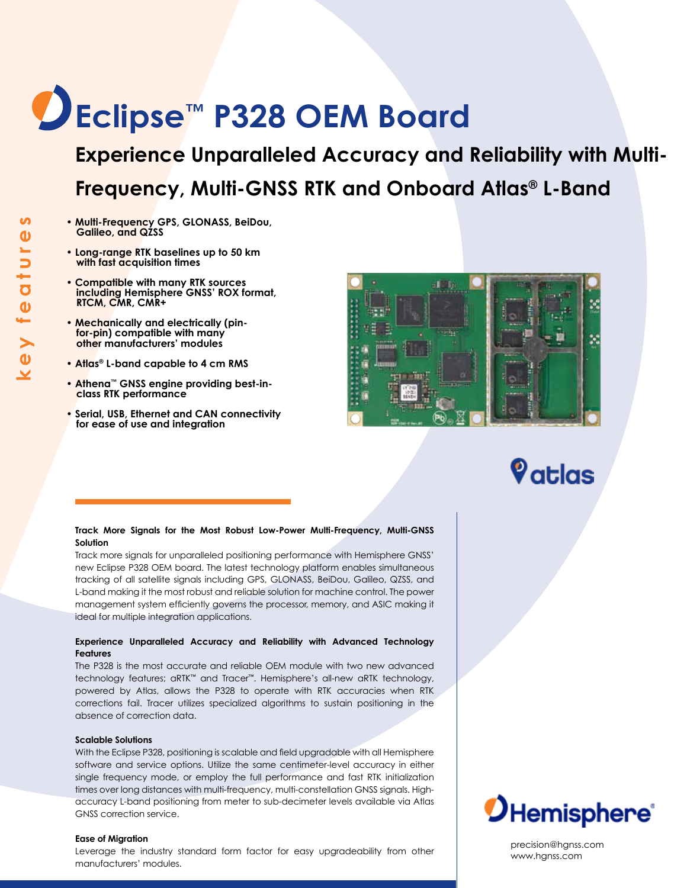# Eclipse™ P328 OEM Board

## Experience Unparalleled Accuracy and Reliability with Multi-Frequency, Multi-GNSS RTK and Onboard Atlas® L-Band

**key features**

- **Multi-Frequency GPS, GLONASS, BeiDou, Galileo, and QZSS**
- **Long-range RTK baselines up to 50 km with fast acquisition times**
- **Compatible with many RTK sources including Hemisphere GNSS' ROX format, RTCM, CMR, CMR+**
- **Mechanically and electrically (pin-for-pin) compatible with many other manufacturers' modules**
- **Atlas® L-band capable to 4 cm RMS**
- **Athena™ GNSS engine providing best-in-class RTK performance**
- **Serial, USB, Ethernet and CAN connectivity for ease of use and integration**

**Track More Signals for the Most Robust Low-Power Multi-Frequency, Multi-GNSS Solution**

Track more signals for unparalleled positioning performance with Hemisphere GNSS' new Eclipse P328 OEM board. The latest technology platform enables simultaneous tracking of all satellite signals including GPS, GLONASS, BeiDou, Galileo, QZSS, and L-band making it the most robust and reliable solution for machine control. The power management system efficiently governs the processor, memory, and ASIC making it ideal for multiple integration applications.

**Experience Unparalleled Accuracy and Reliability with Advanced Technology Features**

The P328 is the most accurate and reliable OEM module with two new advanced technology features; aRTK™ and Tracer™. Hemisphere's all-new aRTK technology, powered by Atlas, allows the P328 to operate with RTK accuracies when RTK corrections fail. Tracer utilizes specialized algorithms to sustain positioning in the absence of correction data.

**Scalable Solutions**

With the Eclipse P328, positioning is scalable and field upgradable with all Hemisphere software and service options. Utilize the same centimeter-level accuracy in either single frequency mode, or employ the full performance and fast RTK initialization times over long distances with multi-frequency, multi-constellation GNSS signals. High-accuracy L-band positioning from meter to sub-decimeter levels available via Atlas GNSS correction service.

**Ease of Migration**

Leverage the industry standard form factor for easy upgradeability from other manufacturers' modules.

precision@hgnss.com
www.hgnss.com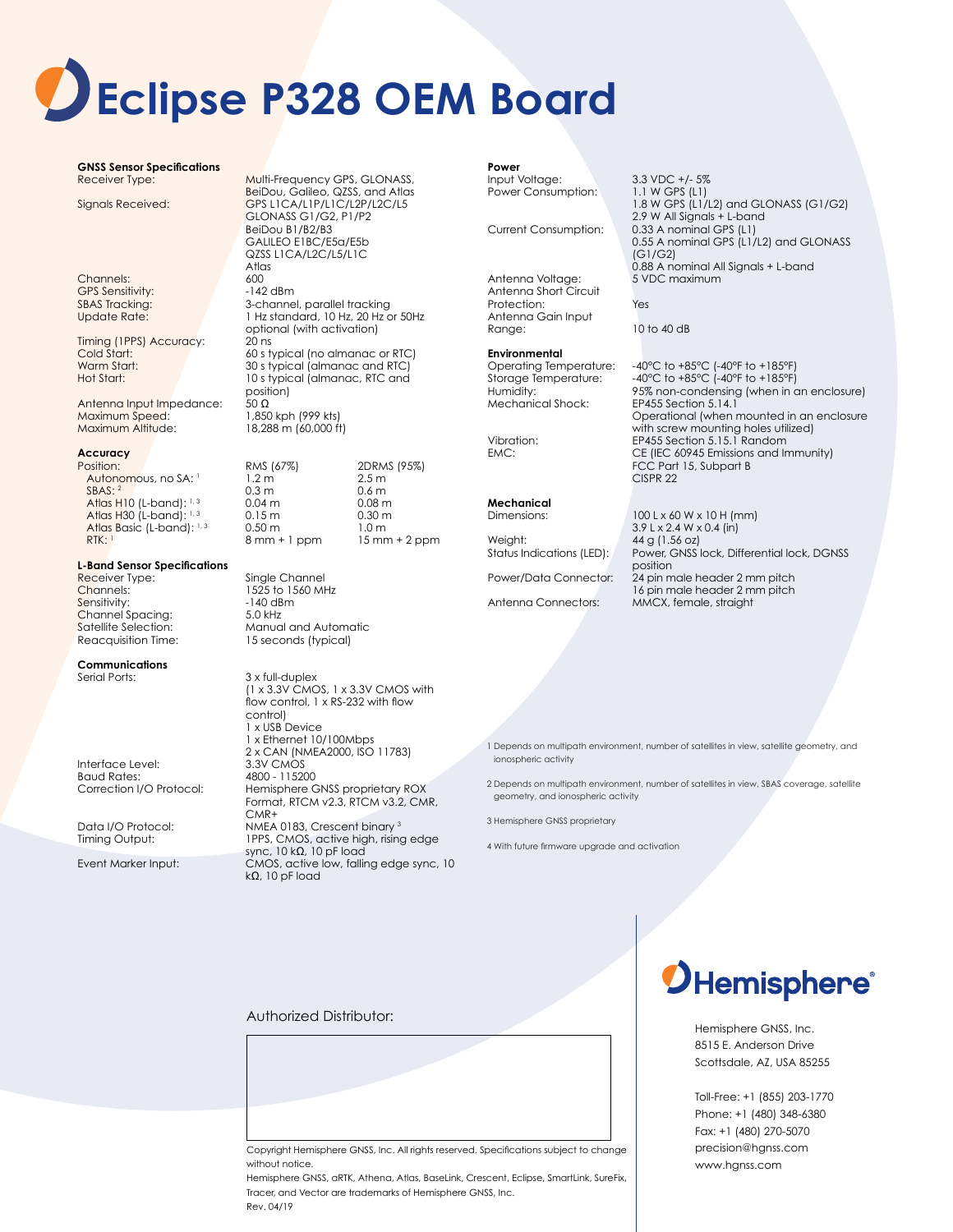# Eclipse P328 OEM Board

### GNSS Sensor Specifications

| | |
|---|---|
| Receiver Type: | Multi-Frequency GPS, GLONASS, BeiDou, Galileo, QZSS, and Atlas |
| Signals Received: | GPS L1CA/L1P/L1C/L2P/L2C/L5<br>GLONASS G1/G2, P1/P2<br>BeiDou B1/B2/B3<br>GALILEO E1BC/E5a/E5b<br>QZSS L1CA/L2C/L5/L1C<br>Atlas |
| Channels: | 600 |
| GPS Sensitivity: | -142 dBm |
| SBAS Tracking: | 3-channel, parallel tracking |
| Update Rate: | 1 Hz standard, 10 Hz, 20 Hz or 50Hz optional (with activation) |
| Timing (1PPS) Accuracy: | 20 ns |
| Cold Start: | 60 s typical (no almanac or RTC) |
| Warm Start: | 30 s typical (almanac and RTC) |
| Hot Start: | 10 s typical (almanac, RTC and position) |
| Antenna Input Impedance: | 50 Ω |
| Maximum Speed: | 1,850 kph (999 kts) |
| Maximum Altitude: | 18,288 m (60,000 ft) |

### Accuracy

| Position: | RMS (67%) | 2DRMS (95%) |
|---|---|---|
| Autonomous, no SA: [1] | 1.2 m | 2.5 m |
| SBAS: [2] | 0.3 m | 0.6 m |
| Atlas H10 (L-band): [1, 3] | 0.04 m | 0.08 m |
| Atlas H30 (L-band): [1, 3] | 0.15 m | 0.30 m |
| Atlas Basic (L-band): [1, 3] | 0.50 m | 1.0 m |
| RTK: [1] | 8 mm + 1 ppm | 15 mm + 2 ppm |

### L-Band Sensor Specifications

| | |
|---|---|
| Receiver Type: | Single Channel |
| Channels: | 1525 to 1560 MHz |
| Sensitivity: | -140 dBm |
| Channel Spacing: | 5.0 kHz |
| Satellite Selection: | Manual and Automatic |
| Reacquisition Time: | 15 seconds (typical) |

### Communications

| | |
|---|---|
| Serial Ports: | 3 x full-duplex (1 x 3.3V CMOS, 1 x 3.3V CMOS with flow control, 1 x RS-232 with flow control)<br>1 x USB Device<br>1 x Ethernet 10/100Mbps<br>2 x CAN (NMEA2000, ISO 11783) |
| Interface Level: | 3.3V CMOS |
| Baud Rates: | 4800 - 115200 |
| Correction I/O Protocol: | Hemisphere GNSS proprietary ROX Format, RTCM v2.3, RTCM v3.2, CMR, CMR+ |
| Data I/O Protocol: | NMEA 0183, Crescent binary [3] |
| Timing Output: | 1PPS, CMOS, active high, rising edge sync, 10 kΩ, 10 pF load |
| Event Marker Input: | CMOS, active low, falling edge sync, 10 kΩ, 10 pF load |

### Power

| | |
|---|---|
| Input Voltage: | 3.3 VDC +/- 5% |
| Power Consumption: | 1.1 W GPS (L1)<br>1.8 W GPS (L1/L2) and GLONASS (G1/G2)<br>2.9 W All Signals + L-band |
| Current Consumption: | 0.33 A nominal GPS (L1)<br>0.55 A nominal GPS (L1/L2) and GLONASS (G1/G2)<br>0.88 A nominal All Signals + L-band |
| Antenna Voltage: | 5 VDC maximum |
| Antenna Short Circuit Protection: | Yes |
| Antenna Gain Input Range: | 10 to 40 dB |

### Environmental

| | |
|---|---|
| Operating Temperature: | -40°C to +85°C (-40°F to +185°F) |
| Storage Temperature: | -40°C to +85°C (-40°F to +185°F) |
| Humidity: | 95% non-condensing (when in an enclosure) |
| Mechanical Shock: | EP455 Section 5.14.1<br>Operational (when mounted in an enclosure with screw mounting holes utilized) |
| Vibration: | EP455 Section 5.15.1 Random |
| EMC: | CE (IEC 60945 Emissions and Immunity)<br>FCC Part 15, Subpart B<br>CISPR 22 |

### Mechanical

| | |
|---|---|
| Dimensions: | 100 L x 60 W x 10 H (mm)<br>3.9 L x 2.4 W x 0.4 (in) |
| Weight: | 44 g (1.56 oz) |
| Status Indications (LED): | Power, GNSS lock, Differential lock, DGNSS position |
| Power/Data Connector: | 24 pin male header 2 mm pitch<br>16 pin male header 2 mm pitch |
| Antenna Connectors: | MMCX, female, straight |

1 Depends on multipath environment, number of satellites in view, satellite geometry, and ionospheric activity

2 Depends on multipath environment, number of satellites in view, SBAS coverage, satellite geometry, and ionospheric activity

3 Hemisphere GNSS proprietary

4 With future firmware upgrade and activation

Authorized Distributor:

Copyright Hemisphere GNSS, Inc. All rights reserved. Specifications subject to change without notice.

Hemisphere GNSS, aRTK, Athena, Atlas, BaseLink, Crescent, Eclipse, SmartLink, SureFix, Tracer, and Vector are trademarks of Hemisphere GNSS, Inc.

Rev. 04/19

Hemisphere®

Hemisphere GNSS, Inc.
8515 E. Anderson Drive
Scottsdale, AZ, USA 85255

Toll-Free: +1 (855) 203-1770
Phone: +1 (480) 348-6380
Fax: +1 (480) 270-5070
precision@hgnss.com
www.hgnss.com